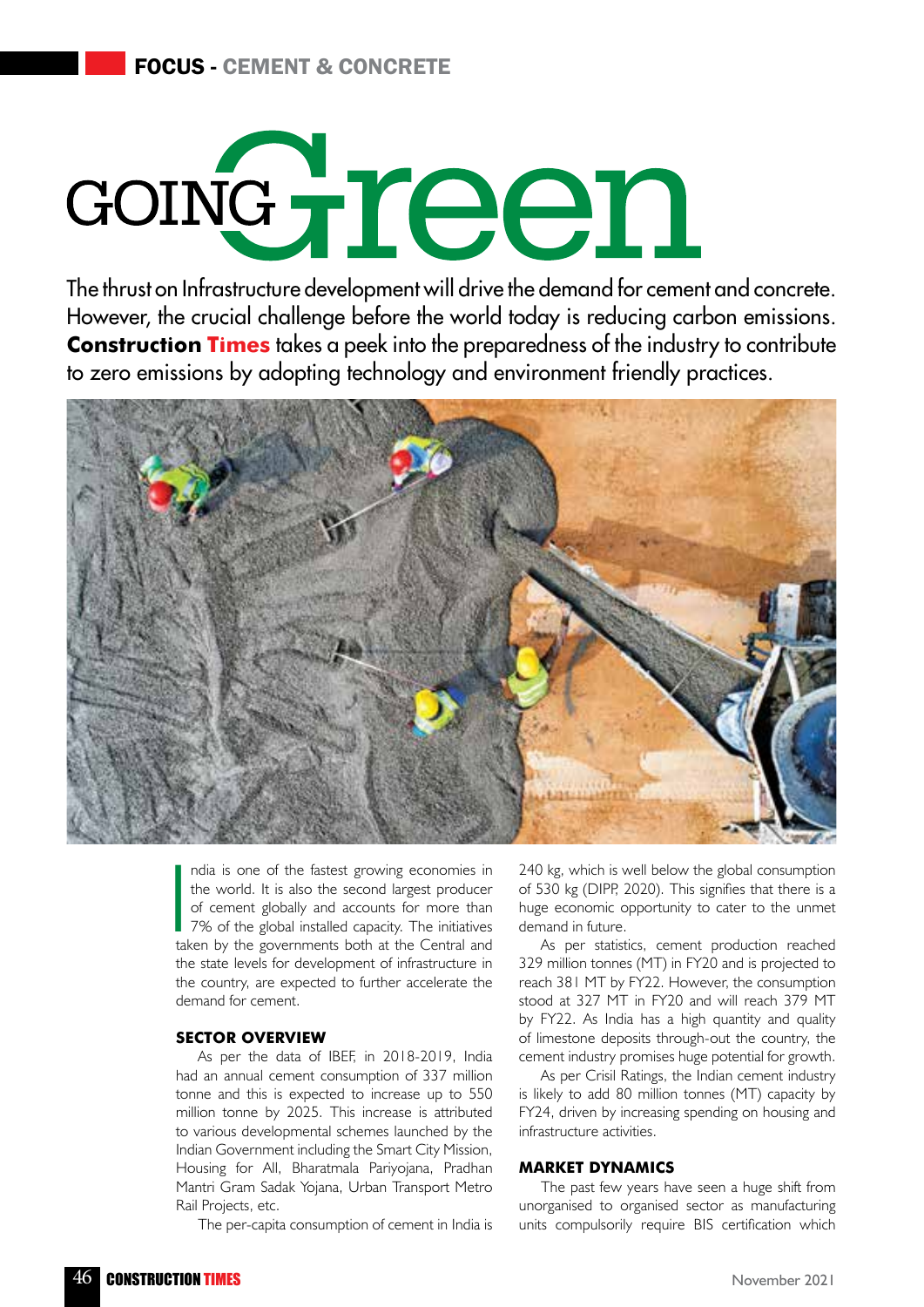# GOING Green

The thrust on Infrastructure development will drive the demand for cement and concrete. However, the crucial challenge before the world today is reducing carbon emissions. **Construction Times** takes a peek into the preparedness of the industry to contribute to zero emissions by adopting technology and environment friendly practices.

India is one of the fastest growing economies in the world. It is also the second largest producer of cement globally and accounts for more than 7% of the global installed capacity. The initiatives taken by the governments both at the Central and the state levels for development of infrastructure in the country, are expected to further accelerate the demand for cement.

## SECTOR OVERVIEW

As per the data of IBEF, in 2018-2019, India had an annual cement consumption of 337 million tonne and this is expected to increase up to 550 million tonne by 2025. This increase is attributed to various developmental schemes launched by the Indian Government including the Smart City Mission, Housing for All, Bharatmala Pariyojana, Pradhan Mantri Gram Sadak Yojana, Urban Transport Metro Rail Projects, etc.

The per-capita consumption of cement in India is 240 kg, which is well below the global consumption of 530 kg (DIPP, 2020). This signifies that there is a huge economic opportunity to cater to the unmet demand in future.

As per statistics, cement production reached 329 million tonnes (MT) in FY20 and is projected to reach 381 MT by FY22. However, the consumption stood at 327 MT in FY20 and will reach 379 MT by FY22. As India has a high quantity and quality of limestone deposits through-out the country, the cement industry promises huge potential for growth.

As per Crisil Ratings, the Indian cement industry is likely to add 80 million tonnes (MT) capacity by FY24, driven by increasing spending on housing and infrastructure activities.

## MARKET DYNAMICS

The past few years have seen a huge shift from unorganised to organised sector as manufacturing units compulsorily require BIS certification which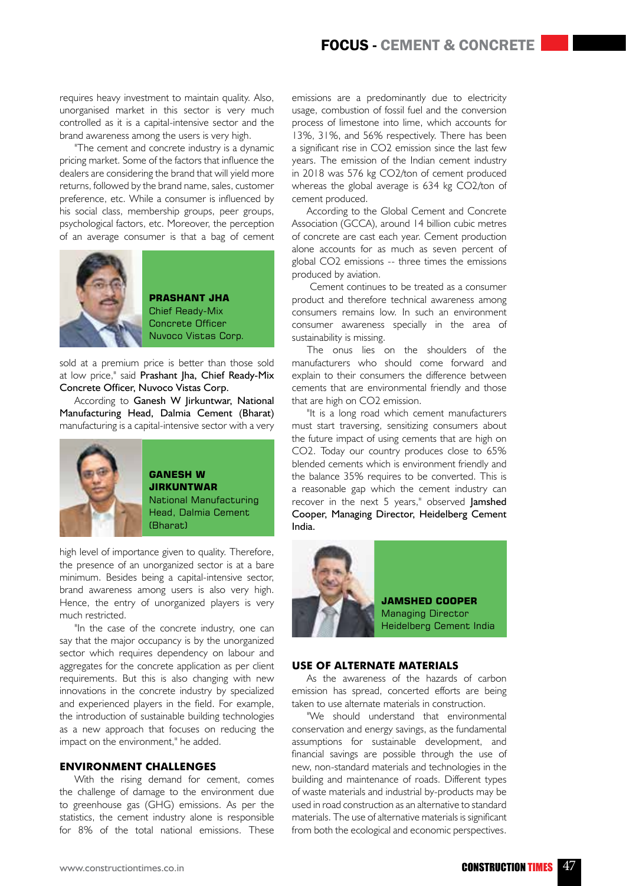requires heavy investment to maintain quality. Also, unorganised market in this sector is very much controlled as it is a capital-intensive sector and the brand awareness among the users is very high.

"The cement and concrete industry is a dynamic pricing market. Some of the factors that influence the dealers are considering the brand that will yield more returns, followed by the brand name, sales, customer preference, etc. While a consumer is influenced by his social class, membership groups, peer groups, psychological factors, etc. Moreover, the perception of an average consumer is that a bag of cement sold at a premium price is better than those sold at low price," said **Prashant Jha, Chief Ready-Mix Concrete Officer, Nuvoco Vistas Corp.**

**PRASHANT JHA**
Chief Ready-Mix Concrete Officer
Nuvoco Vistas Corp.

According to **Ganesh W Jirkuntwar, National Manufacturing Head, Dalmia Cement (Bharat)** manufacturing is a capital-intensive sector with a very high level of importance given to quality. Therefore, the presence of an unorganized sector is at a bare minimum. Besides being a capital-intensive sector, brand awareness among users is also very high. Hence, the entry of unorganized players is very much restricted.

**GANESH W JIRKUNTWAR**
National Manufacturing Head, Dalmia Cement (Bharat)

"In the case of the concrete industry, one can say that the major occupancy is by the unorganized sector which requires dependency on labour and aggregates for the concrete application as per client requirements. But this is also changing with new innovations in the concrete industry by specialized and experienced players in the field. For example, the introduction of sustainable building technologies as a new approach that focuses on reducing the impact on the environment," he added.

## ENVIRONMENT CHALLENGES

With the rising demand for cement, comes the challenge of damage to the environment due to greenhouse gas (GHG) emissions. As per the statistics, the cement industry alone is responsible for 8% of the total national emissions. These emissions are a predominantly due to electricity usage, combustion of fossil fuel and the conversion process of limestone into lime, which accounts for 13%, 31%, and 56% respectively. There has been a significant rise in $CO_2$ emission since the last few years. The emission of the Indian cement industry in 2018 was 576 kg $CO_2$/ton of cement produced whereas the global average is 634 kg $CO_2$/ton of cement produced.

According to the Global Cement and Concrete Association (GCCA), around 14 billion cubic metres of concrete are cast each year. Cement production alone accounts for as much as seven percent of global $CO_2$ emissions -- three times the emissions produced by aviation.

Cement continues to be treated as a consumer product and therefore technical awareness among consumers remains low. In such an environment consumer awareness specially in the area of sustainability is missing.

The onus lies on the shoulders of the manufacturers who should come forward and explain to their consumers the difference between cements that are environmental friendly and those that are high on $CO_2$ emission.

"It is a long road which cement manufacturers must start traversing, sensitizing consumers about the future impact of using cements that are high on $CO_2$. Today our country produces close to 65% blended cements which is environment friendly and the balance 35% requires to be converted. This is a reasonable gap which the cement industry can recover in the next 5 years," observed **Jamshed Cooper, Managing Director, Heidelberg Cement India.**

**JAMSHED COOPER**
Managing Director
Heidelberg Cement India

## USE OF ALTERNATE MATERIALS

As the awareness of the hazards of carbon emission has spread, concerted efforts are being taken to use alternate materials in construction.

"We should understand that environmental conservation and energy savings, as the fundamental assumptions for sustainable development, and financial savings are possible through the use of new, non-standard materials and technologies in the building and maintenance of roads. Different types of waste materials and industrial by-products may be used in road construction as an alternative to standard materials. The use of alternative materials is significant from both the ecological and economic perspectives.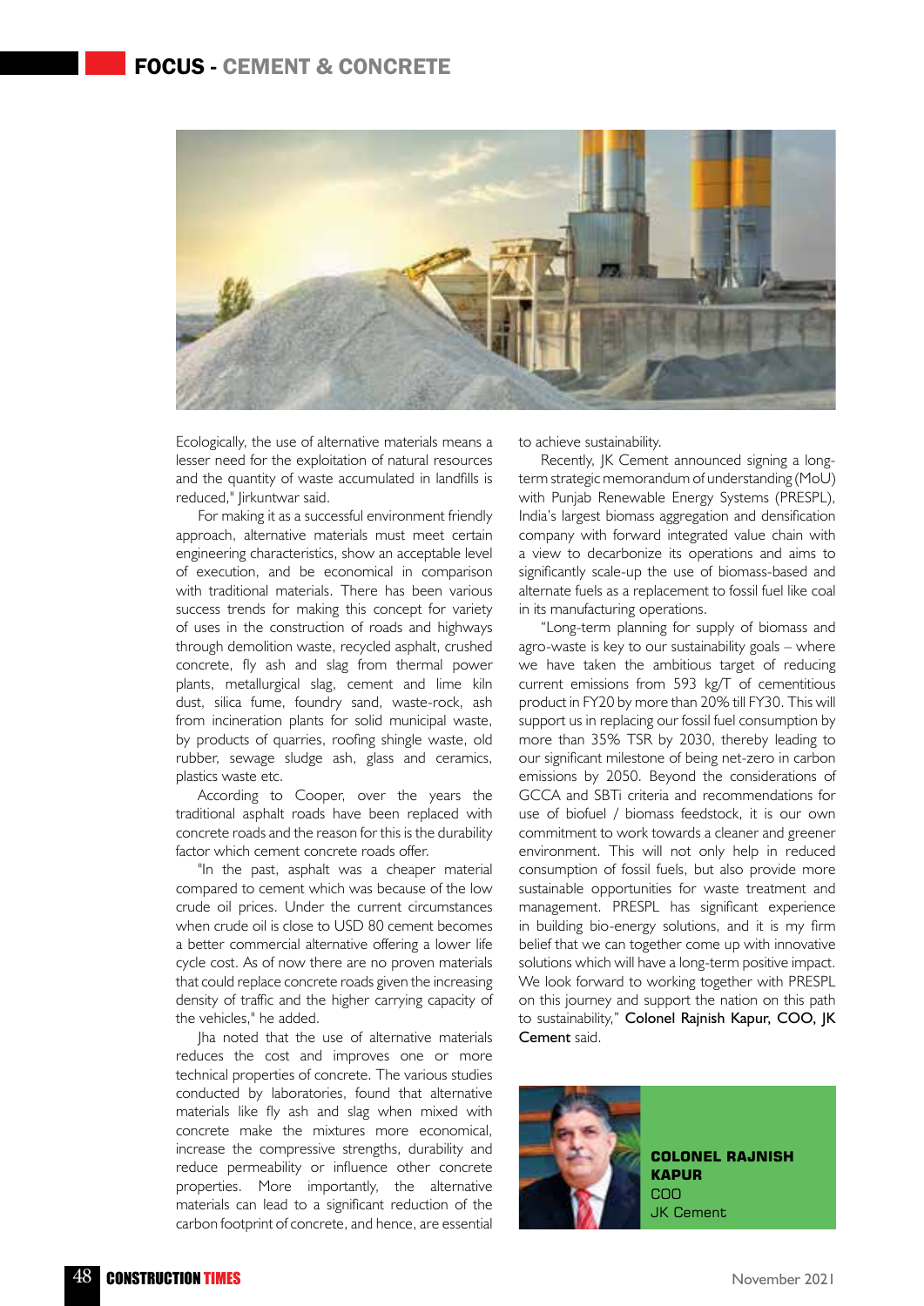Ecologically, the use of alternative materials means a lesser need for the exploitation of natural resources and the quantity of waste accumulated in landfills is reduced," Jirkuntwar said.

For making it as a successful environment friendly approach, alternative materials must meet certain engineering characteristics, show an acceptable level of execution, and be economical in comparison with traditional materials. There has been various success trends for making this concept for variety of uses in the construction of roads and highways through demolition waste, recycled asphalt, crushed concrete, fly ash and slag from thermal power plants, metallurgical slag, cement and lime kiln dust, silica fume, foundry sand, waste-rock, ash from incineration plants for solid municipal waste, by products of quarries, roofing shingle waste, old rubber, sewage sludge ash, glass and ceramics, plastics waste etc.

According to Cooper, over the years the traditional asphalt roads have been replaced with concrete roads and the reason for this is the durability factor which cement concrete roads offer.

"In the past, asphalt was a cheaper material compared to cement which was because of the low crude oil prices. Under the current circumstances when crude oil is close to USD 80 cement becomes a better commercial alternative offering a lower life cycle cost. As of now there are no proven materials that could replace concrete roads given the increasing density of traffic and the higher carrying capacity of the vehicles," he added.

Jha noted that the use of alternative materials reduces the cost and improves one or more technical properties of concrete. The various studies conducted by laboratories, found that alternative materials like fly ash and slag when mixed with concrete make the mixtures more economical, increase the compressive strengths, durability and reduce permeability or influence other concrete properties. More importantly, the alternative materials can lead to a significant reduction of the carbon footprint of concrete, and hence, are essential to achieve sustainability.

Recently, JK Cement announced signing a long-term strategic memorandum of understanding (MoU) with Punjab Renewable Energy Systems (PRESPL), India's largest biomass aggregation and densification company with forward integrated value chain with a view to decarbonize its operations and aims to significantly scale-up the use of biomass-based and alternate fuels as a replacement to fossil fuel like coal in its manufacturing operations.

"Long-term planning for supply of biomass and agro-waste is key to our sustainability goals – where we have taken the ambitious target of reducing current emissions from 593 kg/T of cementitious product in FY20 by more than 20% till FY30. This will support us in replacing our fossil fuel consumption by more than 35% TSR by 2030, thereby leading to our significant milestone of being net-zero in carbon emissions by 2050. Beyond the considerations of GCCA and SBTi criteria and recommendations for use of biofuel / biomass feedstock, it is our own commitment to work towards a cleaner and greener environment. This will not only help in reduced consumption of fossil fuels, but also provide more sustainable opportunities for waste treatment and management. PRESPL has significant experience in building bio-energy solutions, and it is my firm belief that we can together come up with innovative solutions which will have a long-term positive impact. We look forward to working together with PRESPL on this journey and support the nation on this path to sustainability," **Colonel Rajnish Kapur, COO, JK Cement** said.

**COLONEL RAJNISH KAPUR**
COO
JK Cement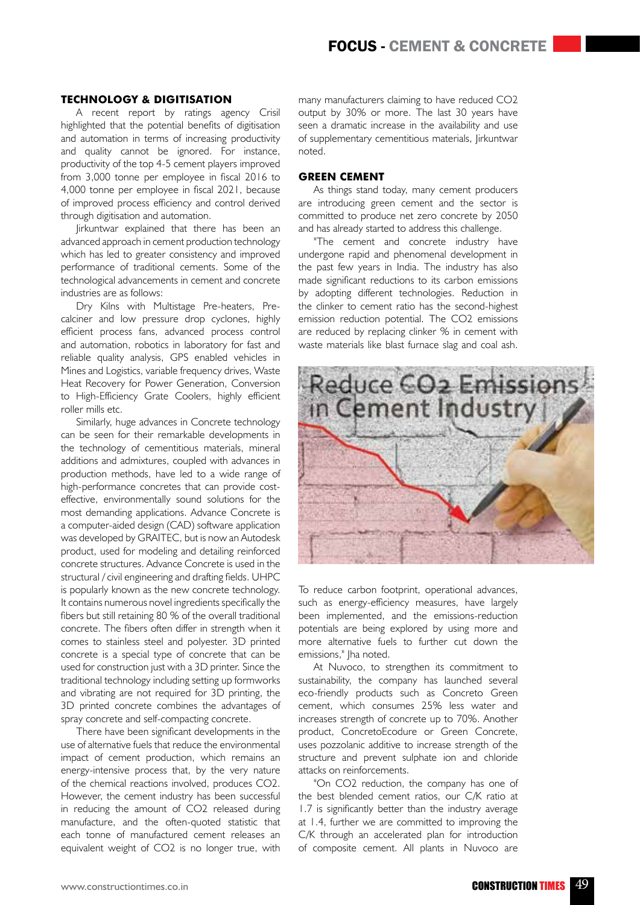## TECHNOLOGY & DIGITISATION

A recent report by ratings agency Crisil highlighted that the potential benefits of digitisation and automation in terms of increasing productivity and quality cannot be ignored. For instance, productivity of the top 4-5 cement players improved from 3,000 tonne per employee in fiscal 2016 to 4,000 tonne per employee in fiscal 2021, because of improved process efficiency and control derived through digitisation and automation.

Jirkuntwar explained that there has been an advanced approach in cement production technology which has led to greater consistency and improved performance of traditional cements. Some of the technological advancements in cement and concrete industries are as follows:

Dry Kilns with Multistage Pre-heaters, Pre-calciner and low pressure drop cyclones, highly efficient process fans, advanced process control and automation, robotics in laboratory for fast and reliable quality analysis, GPS enabled vehicles in Mines and Logistics, variable frequency drives, Waste Heat Recovery for Power Generation, Conversion to High-Efficiency Grate Coolers, highly efficient roller mills etc.

Similarly, huge advances in Concrete technology can be seen for their remarkable developments in the technology of cementitious materials, mineral additions and admixtures, coupled with advances in production methods, have led to a wide range of high-performance concretes that can provide cost-effective, environmentally sound solutions for the most demanding applications. Advance Concrete is a computer-aided design (CAD) software application was developed by GRAITEC, but is now an Autodesk product, used for modeling and detailing reinforced concrete structures. Advance Concrete is used in the structural / civil engineering and drafting fields. UHPC is popularly known as the new concrete technology. It contains numerous novel ingredients specifically the fibers but still retaining 80 % of the overall traditional concrete. The fibers often differ in strength when it comes to stainless steel and polyester. 3D printed concrete is a special type of concrete that can be used for construction just with a 3D printer. Since the traditional technology including setting up formworks and vibrating are not required for 3D printing, the 3D printed concrete combines the advantages of spray concrete and self-compacting concrete.

There have been significant developments in the use of alternative fuels that reduce the environmental impact of cement production, which remains an energy-intensive process that, by the very nature of the chemical reactions involved, produces CO2. However, the cement industry has been successful in reducing the amount of CO2 released during manufacture, and the often-quoted statistic that each tonne of manufactured cement releases an equivalent weight of CO2 is no longer true, with many manufacturers claiming to have reduced CO2 output by 30% or more. The last 30 years have seen a dramatic increase in the availability and use of supplementary cementitious materials, Jirkuntwar noted.

## GREEN CEMENT

As things stand today, many cement producers are introducing green cement and the sector is committed to produce net zero concrete by 2050 and has already started to address this challenge.

"The cement and concrete industry have undergone rapid and phenomenal development in the past few years in India. The industry has also made significant reductions to its carbon emissions by adopting different technologies. Reduction in the clinker to cement ratio has the second-highest emission reduction potential. The CO2 emissions are reduced by replacing clinker % in cement with waste materials like blast furnace slag and coal ash. To reduce carbon footprint, operational advances, such as energy-efficiency measures, have largely been implemented, and the emissions-reduction potentials are being explored by using more and more alternative fuels to further cut down the emissions," Jha noted.

At Nuvoco, to strengthen its commitment to sustainability, the company has launched several eco-friendly products such as Concreto Green cement, which consumes 25% less water and increases strength of concrete up to 70%. Another product, ConcretoEcodure or Green Concrete, uses pozzolanic additive to increase strength of the structure and prevent sulphate ion and chloride attacks on reinforcements.

"On CO2 reduction, the company has one of the best blended cement ratios, our C/K ratio at 1.7 is significantly better than the industry average at 1.4, further we are committed to improving the C/K through an accelerated plan for introduction of composite cement. All plants in Nuvoco are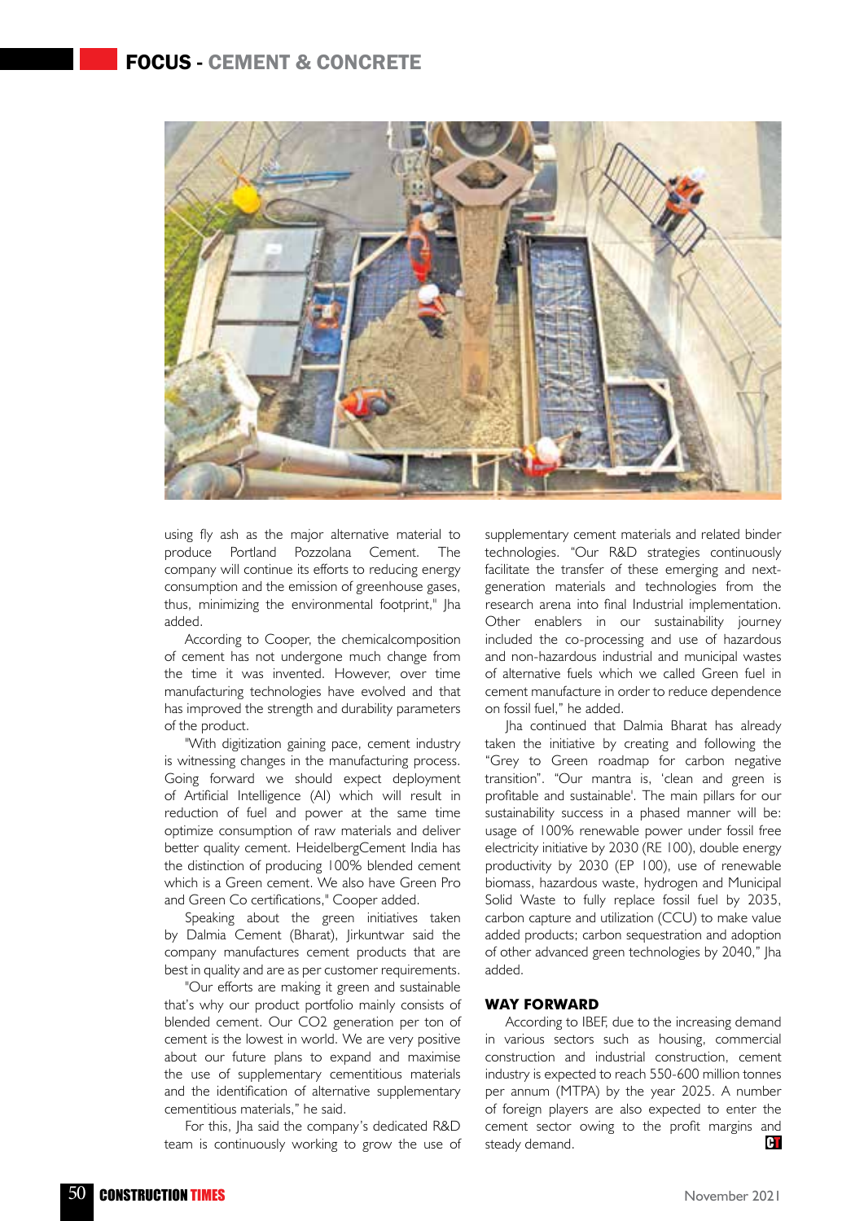using fly ash as the major alternative material to produce Portland Pozzolana Cement. The company will continue its efforts to reducing energy consumption and the emission of greenhouse gases, thus, minimizing the environmental footprint," Jha added.

According to Cooper, the chemicalcomposition of cement has not undergone much change from the time it was invented. However, over time manufacturing technologies have evolved and that has improved the strength and durability parameters of the product.

"With digitization gaining pace, cement industry is witnessing changes in the manufacturing process. Going forward we should expect deployment of Artificial Intelligence (AI) which will result in reduction of fuel and power at the same time optimize consumption of raw materials and deliver better quality cement. HeidelbergCement India has the distinction of producing 100% blended cement which is a Green cement. We also have Green Pro and Green Co certifications," Cooper added.

Speaking about the green initiatives taken by Dalmia Cement (Bharat), Jirkuntwar said the company manufactures cement products that are best in quality and are as per customer requirements.

"Our efforts are making it green and sustainable that's why our product portfolio mainly consists of blended cement. Our CO2 generation per ton of cement is the lowest in world. We are very positive about our future plans to expand and maximise the use of supplementary cementitious materials and the identification of alternative supplementary cementitious materials," he said.

For this, Jha said the company's dedicated R&D team is continuously working to grow the use of supplementary cement materials and related binder technologies. "Our R&D strategies continuously facilitate the transfer of these emerging and next-generation materials and technologies from the research arena into final Industrial implementation. Other enablers in our sustainability journey included the co-processing and use of hazardous and non-hazardous industrial and municipal wastes of alternative fuels which we called Green fuel in cement manufacture in order to reduce dependence on fossil fuel," he added.

Jha continued that Dalmia Bharat has already taken the initiative by creating and following the "Grey to Green roadmap for carbon negative transition". "Our mantra is, 'clean and green is profitable and sustainable'. The main pillars for our sustainability success in a phased manner will be: usage of 100% renewable power under fossil free electricity initiative by 2030 (RE 100), double energy productivity by 2030 (EP 100), use of renewable biomass, hazardous waste, hydrogen and Municipal Solid Waste to fully replace fossil fuel by 2035, carbon capture and utilization (CCU) to make value added products; carbon sequestration and adoption of other advanced green technologies by 2040," Jha added.

## WAY FORWARD

According to IBEF, due to the increasing demand in various sectors such as housing, commercial construction and industrial construction, cement industry is expected to reach 550-600 million tonnes per annum (MTPA) by the year 2025. A number of foreign players are also expected to enter the cement sector owing to the profit margins and steady demand.